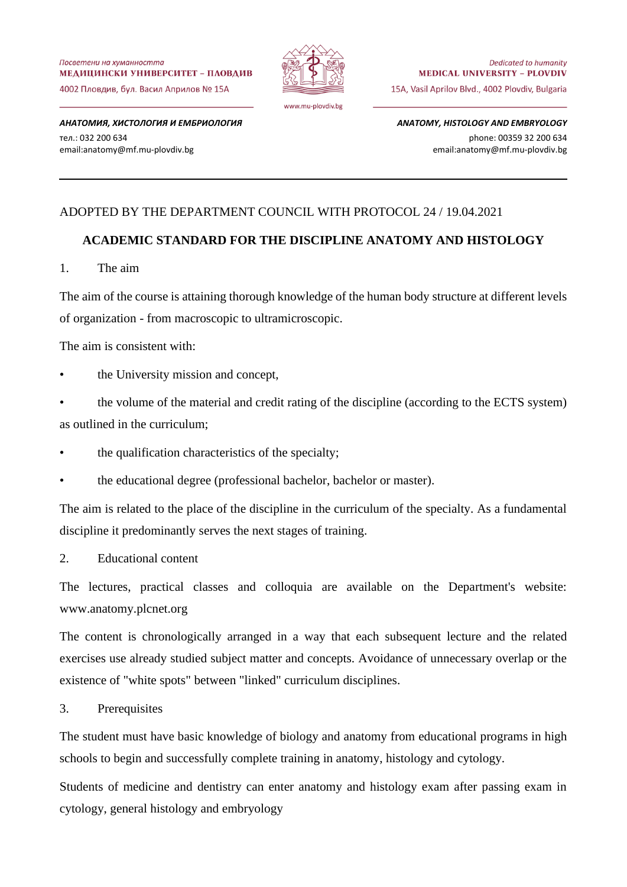Посветени на хуманността
**МЕДИЦИНСКИ УНИВЕРСИТЕТ – ПЛОВДИВ**
4002 Пловдив, бул. Васил Априлов № 15А

www.mu-plovdiv.bg

Dedicated to humanity
**MEDICAL UNIVERSITY – PLOVDIV**
15A, Vasil Aprilov Blvd., 4002 Plovdiv, Bulgaria

***АНАТОМИЯ, ХИСТОЛОГИЯ И ЕМБРИОЛОГИЯ***
тел.: 032 200 634
email:anatomy@mf.mu-plovdiv.bg

***ANATOMY, HISTOLOGY AND EMBRYOLOGY***
phone: 00359 32 200 634
email:anatomy@mf.mu-plovdiv.bg

---

ADOPTED BY THE DEPARTMENT COUNCIL WITH PROTOCOL 24 / 19.04.2021

# ACADEMIC STANDARD FOR THE DISCIPLINE ANATOMY AND HISTOLOGY

1. The aim

The aim of the course is attaining thorough knowledge of the human body structure at different levels of organization - from macroscopic to ultramicroscopic.

The aim is consistent with:

- the University mission and concept,
- the volume of the material and credit rating of the discipline (according to the ECTS system) as outlined in the curriculum;
- the qualification characteristics of the specialty;
- the educational degree (professional bachelor, bachelor or master).

The aim is related to the place of the discipline in the curriculum of the specialty. As a fundamental discipline it predominantly serves the next stages of training.

2. Educational content

The lectures, practical classes and colloquia are available on the Department's website: www.anatomy.plcnet.org

The content is chronologically arranged in a way that each subsequent lecture and the related exercises use already studied subject matter and concepts. Avoidance of unnecessary overlap or the existence of "white spots" between "linked" curriculum disciplines.

3. Prerequisites

The student must have basic knowledge of biology and anatomy from educational programs in high schools to begin and successfully complete training in anatomy, histology and cytology.

Students of medicine and dentistry can enter anatomy and histology exam after passing exam in cytology, general histology and embryology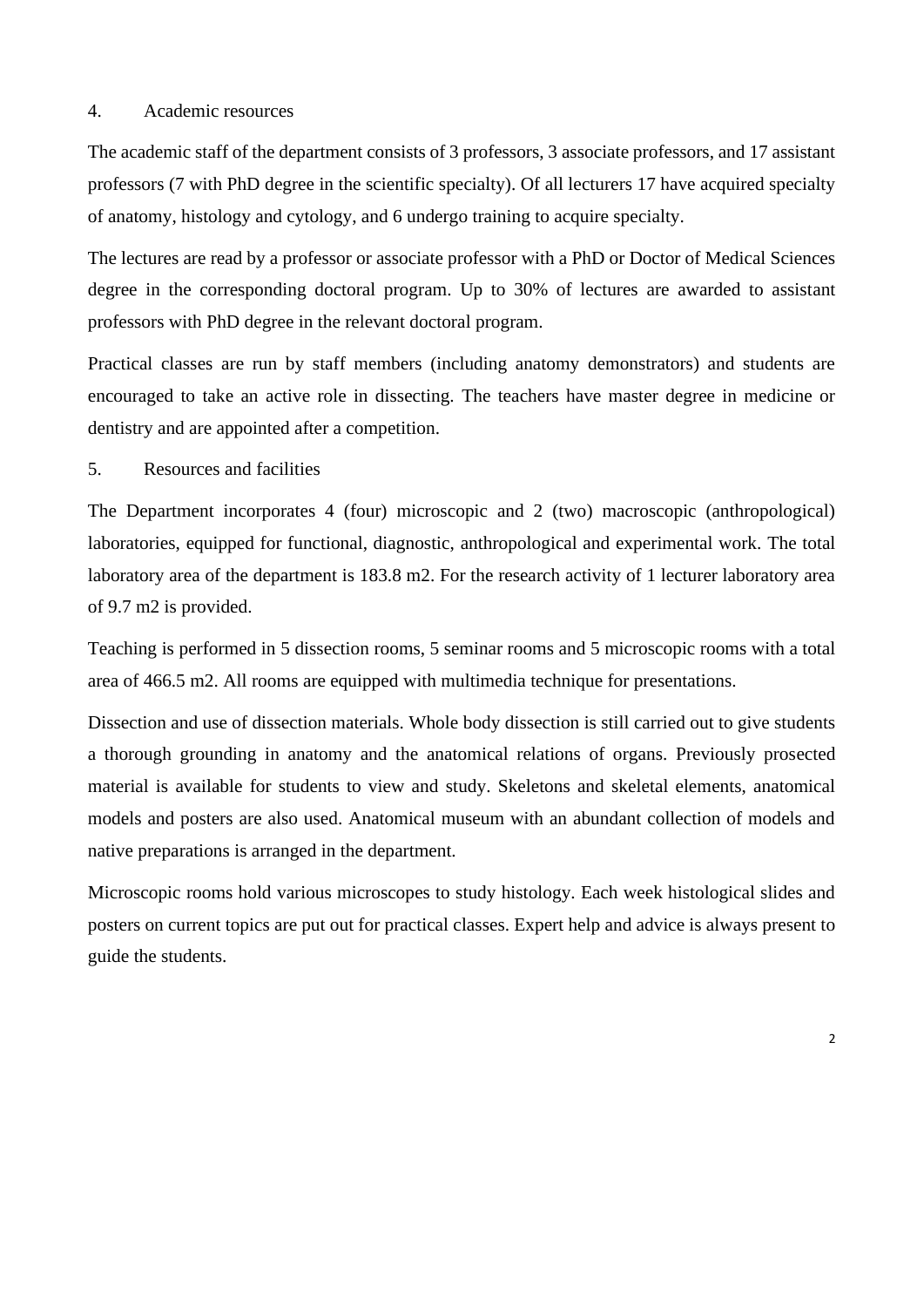## 4. Academic resources

The academic staff of the department consists of 3 professors, 3 associate professors, and 17 assistant professors (7 with PhD degree in the scientific specialty). Of all lecturers 17 have acquired specialty of anatomy, histology and cytology, and 6 undergo training to acquire specialty.

The lectures are read by a professor or associate professor with a PhD or Doctor of Medical Sciences degree in the corresponding doctoral program. Up to 30% of lectures are awarded to assistant professors with PhD degree in the relevant doctoral program.

Practical classes are run by staff members (including anatomy demonstrators) and students are encouraged to take an active role in dissecting. The teachers have master degree in medicine or dentistry and are appointed after a competition.

## 5. Resources and facilities

The Department incorporates 4 (four) microscopic and 2 (two) macroscopic (anthropological) laboratories, equipped for functional, diagnostic, anthropological and experimental work. The total laboratory area of the department is 183.8 m2. For the research activity of 1 lecturer laboratory area of 9.7 m2 is provided.

Teaching is performed in 5 dissection rooms, 5 seminar rooms and 5 microscopic rooms with a total area of 466.5 m2. All rooms are equipped with multimedia technique for presentations.

Dissection and use of dissection materials. Whole body dissection is still carried out to give students a thorough grounding in anatomy and the anatomical relations of organs. Previously prosected material is available for students to view and study. Skeletons and skeletal elements, anatomical models and posters are also used. Anatomical museum with an abundant collection of models and native preparations is arranged in the department.

Microscopic rooms hold various microscopes to study histology. Each week histological slides and posters on current topics are put out for practical classes. Expert help and advice is always present to guide the students.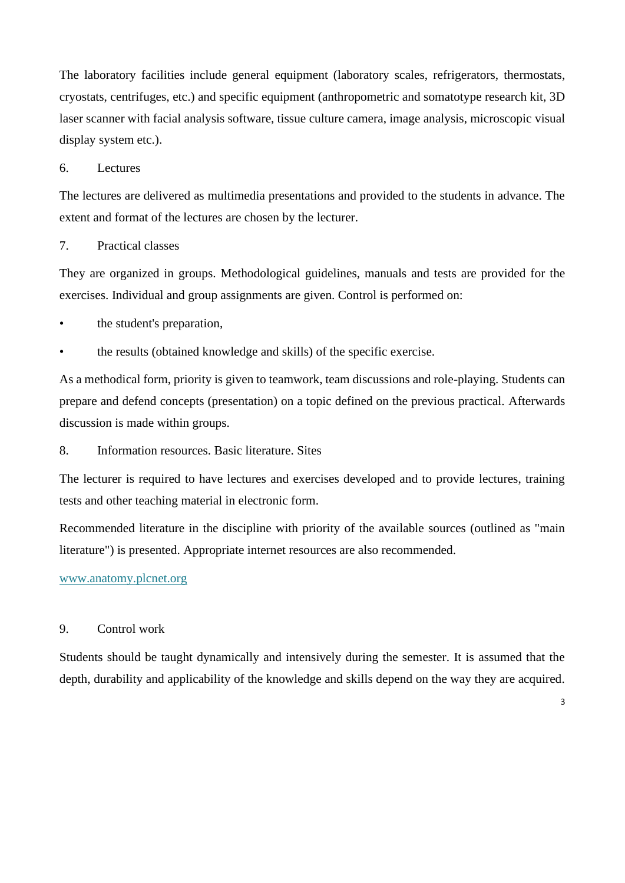The laboratory facilities include general equipment (laboratory scales, refrigerators, thermostats, cryostats, centrifuges, etc.) and specific equipment (anthropometric and somatotype research kit, 3D laser scanner with facial analysis software, tissue culture camera, image analysis, microscopic visual display system etc.).

## 6. Lectures

The lectures are delivered as multimedia presentations and provided to the students in advance. The extent and format of the lectures are chosen by the lecturer.

## 7. Practical classes

They are organized in groups. Methodological guidelines, manuals and tests are provided for the exercises. Individual and group assignments are given. Control is performed on:

- the student's preparation,
- the results (obtained knowledge and skills) of the specific exercise.

As a methodical form, priority is given to teamwork, team discussions and role-playing. Students can prepare and defend concepts (presentation) on a topic defined on the previous practical. Afterwards discussion is made within groups.

## 8. Information resources. Basic literature. Sites

The lecturer is required to have lectures and exercises developed and to provide lectures, training tests and other teaching material in electronic form.

Recommended literature in the discipline with priority of the available sources (outlined as "main literature") is presented. Appropriate internet resources are also recommended.

[www.anatomy.plcnet.org](http://www.anatomy.plcnet.org)

## 9. Control work

Students should be taught dynamically and intensively during the semester. It is assumed that the depth, durability and applicability of the knowledge and skills depend on the way they are acquired.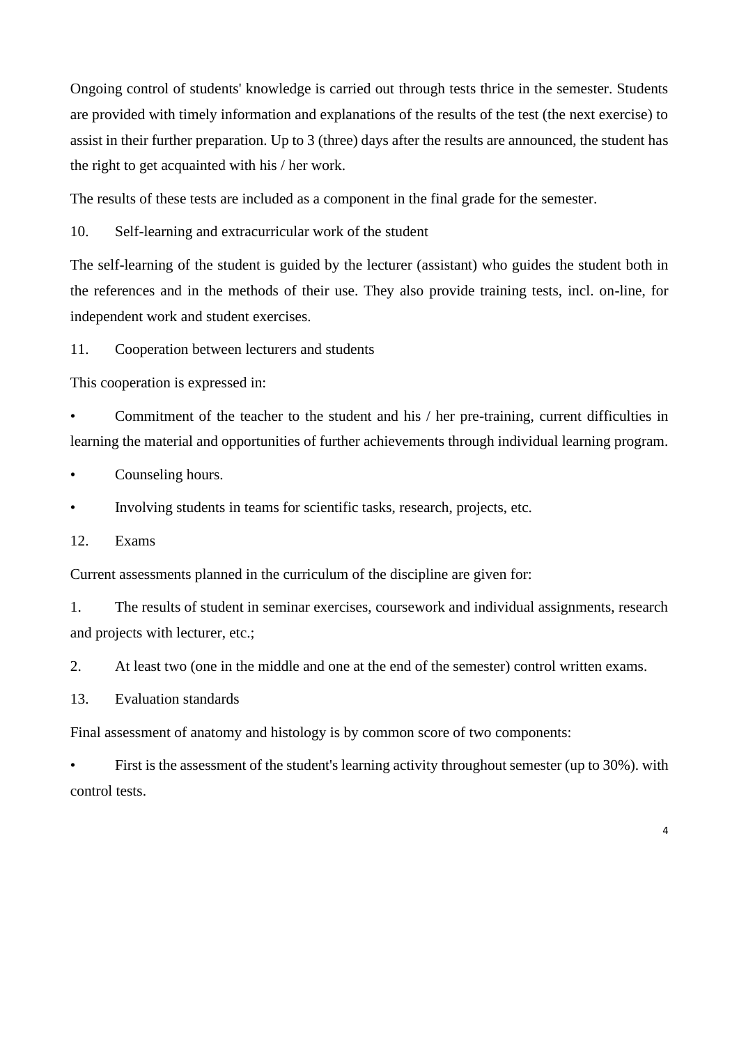Ongoing control of students' knowledge is carried out through tests thrice in the semester. Students are provided with timely information and explanations of the results of the test (the next exercise) to assist in their further preparation. Up to 3 (three) days after the results are announced, the student has the right to get acquainted with his / her work.

The results of these tests are included as a component in the final grade for the semester.

10. Self-learning and extracurricular work of the student

The self-learning of the student is guided by the lecturer (assistant) who guides the student both in the references and in the methods of their use. They also provide training tests, incl. on-line, for independent work and student exercises.

11. Cooperation between lecturers and students

This cooperation is expressed in:

- Commitment of the teacher to the student and his / her pre-training, current difficulties in learning the material and opportunities of further achievements through individual learning program.
- Counseling hours.
- Involving students in teams for scientific tasks, research, projects, etc.

12. Exams

Current assessments planned in the curriculum of the discipline are given for:

1. The results of student in seminar exercises, coursework and individual assignments, research and projects with lecturer, etc.;
2. At least two (one in the middle and one at the end of the semester) control written exams.

13. Evaluation standards

Final assessment of anatomy and histology is by common score of two components:

- First is the assessment of the student's learning activity throughout semester (up to 30%). with control tests.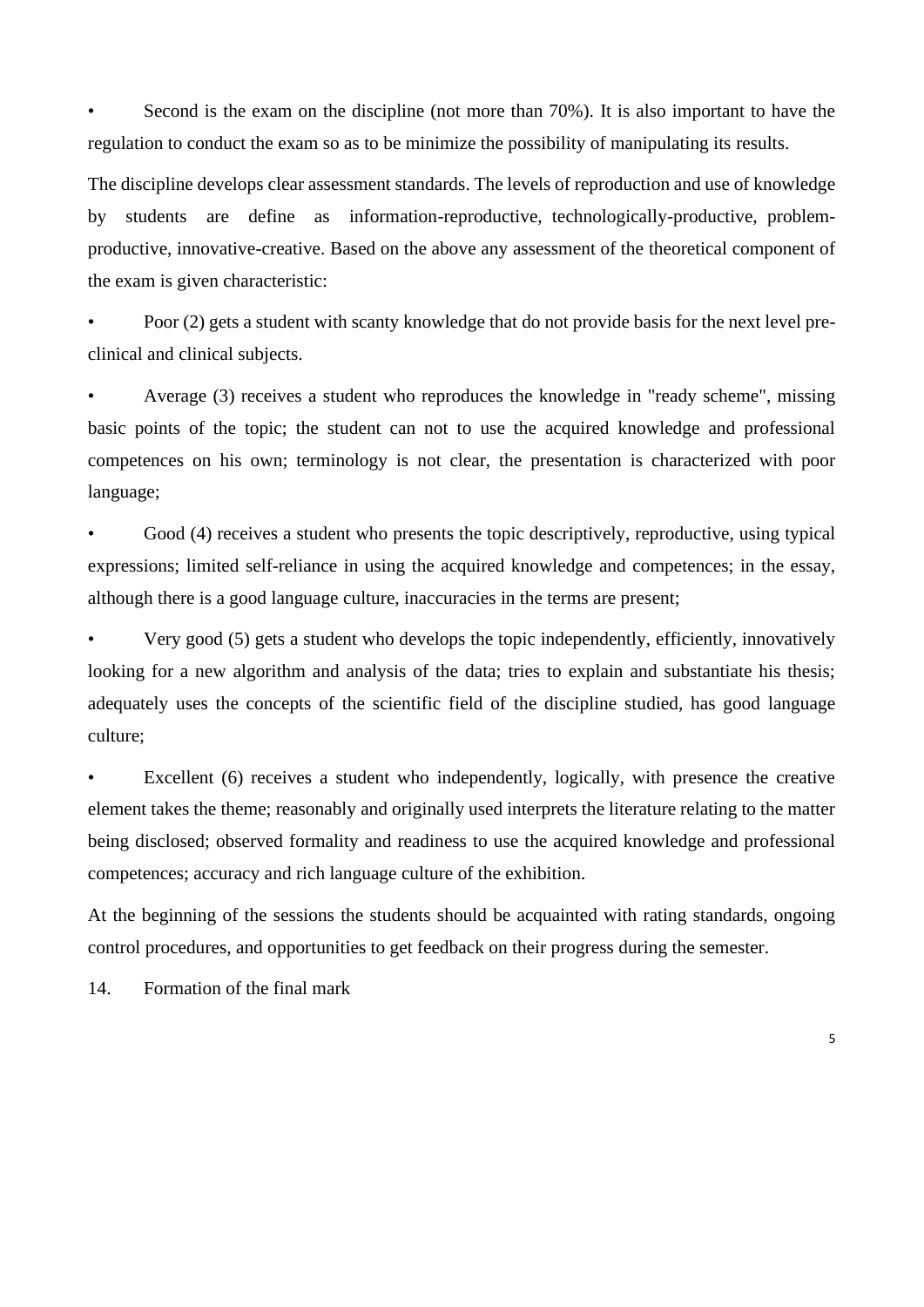- Second is the exam on the discipline (not more than 70%). It is also important to have the regulation to conduct the exam so as to be minimize the possibility of manipulating its results.

The discipline develops clear assessment standards. The levels of reproduction and use of knowledge by students are define as information-reproductive, technologically-productive, problem-productive, innovative-creative. Based on the above any assessment of the theoretical component of the exam is given characteristic:

- Poor (2) gets a student with scanty knowledge that do not provide basis for the next level pre-clinical and clinical subjects.
- Average (3) receives a student who reproduces the knowledge in "ready scheme", missing basic points of the topic; the student can not to use the acquired knowledge and professional competences on his own; terminology is not clear, the presentation is characterized with poor language;
- Good (4) receives a student who presents the topic descriptively, reproductive, using typical expressions; limited self-reliance in using the acquired knowledge and competences; in the essay, although there is a good language culture, inaccuracies in the terms are present;
- Very good (5) gets a student who develops the topic independently, efficiently, innovatively looking for a new algorithm and analysis of the data; tries to explain and substantiate his thesis; adequately uses the concepts of the scientific field of the discipline studied, has good language culture;
- Excellent (6) receives a student who independently, logically, with presence the creative element takes the theme; reasonably and originally used interprets the literature relating to the matter being disclosed; observed formality and readiness to use the acquired knowledge and professional competences; accuracy and rich language culture of the exhibition.

At the beginning of the sessions the students should be acquainted with rating standards, ongoing control procedures, and opportunities to get feedback on their progress during the semester.

14. Formation of the final mark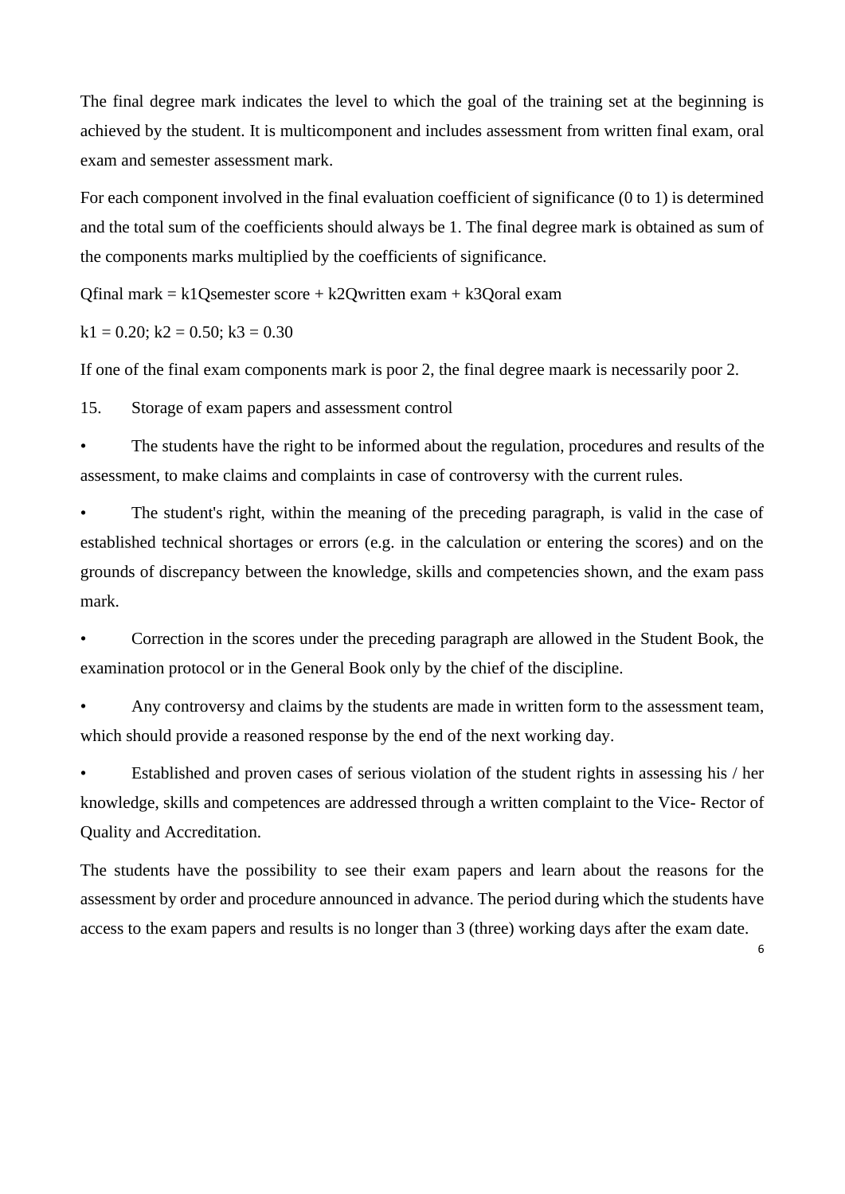The final degree mark indicates the level to which the goal of the training set at the beginning is achieved by the student. It is multicomponent and includes assessment from written final exam, oral exam and semester assessment mark.

For each component involved in the final evaluation coefficient of significance (0 to 1) is determined and the total sum of the coefficients should always be 1. The final degree mark is obtained as sum of the components marks multiplied by the coefficients of significance.

$Q_{final\ mark} = k_1 Q_{semester\ score} + k_2 Q_{written\ exam} + k_3 Q_{oral\ exam}$

$k_1 = 0.20$; $k_2 = 0.50$; $k_3 = 0.30$

If one of the final exam components mark is poor 2, the final degree maark is necessarily poor 2.

15. Storage of exam papers and assessment control

- The students have the right to be informed about the regulation, procedures and results of the assessment, to make claims and complaints in case of controversy with the current rules.
- The student's right, within the meaning of the preceding paragraph, is valid in the case of established technical shortages or errors (e.g. in the calculation or entering the scores) and on the grounds of discrepancy between the knowledge, skills and competencies shown, and the exam pass mark.
- Correction in the scores under the preceding paragraph are allowed in the Student Book, the examination protocol or in the General Book only by the chief of the discipline.
- Any controversy and claims by the students are made in written form to the assessment team, which should provide a reasoned response by the end of the next working day.
- Established and proven cases of serious violation of the student rights in assessing his / her knowledge, skills and competences are addressed through a written complaint to the Vice- Rector of Quality and Accreditation.

The students have the possibility to see their exam papers and learn about the reasons for the assessment by order and procedure announced in advance. The period during which the students have access to the exam papers and results is no longer than 3 (three) working days after the exam date.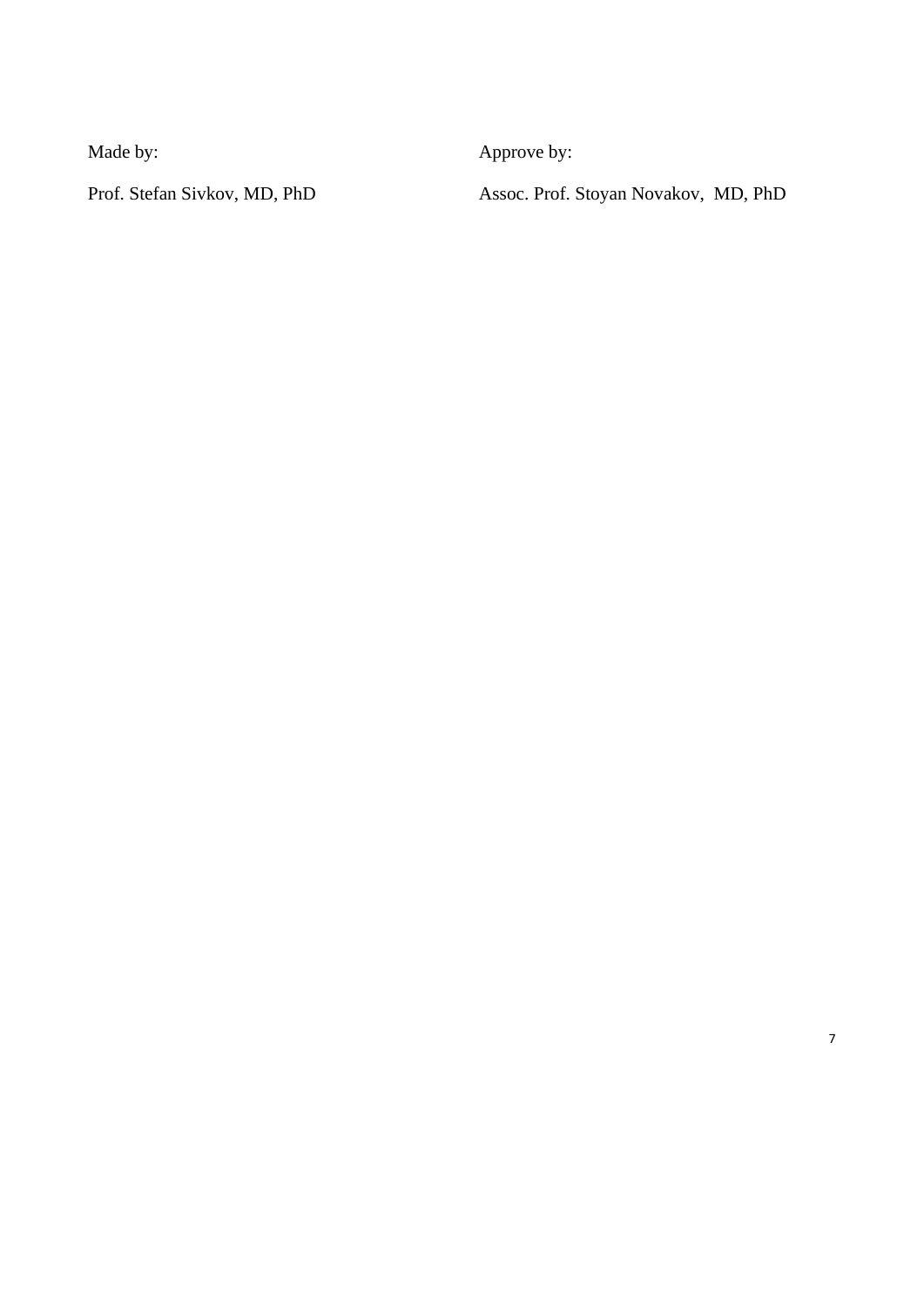Made by:

Prof. Stefan Sivkov, MD, PhD

Approve by:

Assoc. Prof. Stoyan Novakov, MD, PhD